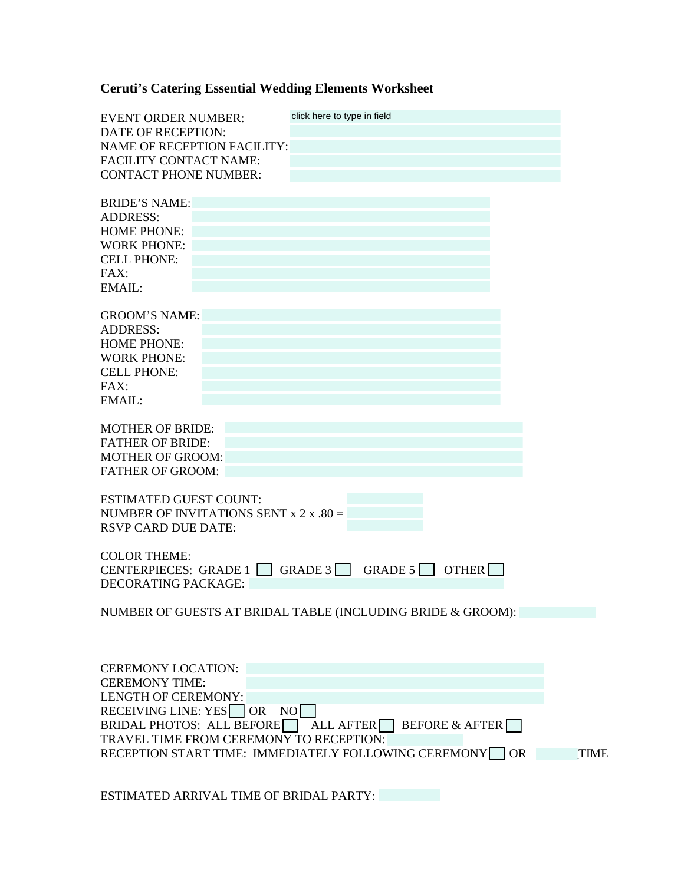**Ceruti's Catering Essential Wedding Elements Worksheet**

EVENT ORDER NUMBER: click here to type in field
DATE OF RECEPTION:
NAME OF RECEPTION FACILITY:
FACILITY CONTACT NAME:
CONTACT PHONE NUMBER:

BRIDE'S NAME:
ADDRESS:
HOME PHONE:
WORK PHONE:
CELL PHONE:
FAX:
EMAIL:

GROOM'S NAME:
ADDRESS:
HOME PHONE:
WORK PHONE:
CELL PHONE:
FAX:
EMAIL:

MOTHER OF BRIDE:
FATHER OF BRIDE:
MOTHER OF GROOM:
FATHER OF GROOM:

ESTIMATED GUEST COUNT:
NUMBER OF INVITATIONS SENT x 2 x .80 =
RSVP CARD DUE DATE:

COLOR THEME:
CENTERPIECES: GRADE 1 ☐ GRADE 3 ☐ GRADE 5 ☐ OTHER ☐
DECORATING PACKAGE:

NUMBER OF GUESTS AT BRIDAL TABLE (INCLUDING BRIDE & GROOM):

CEREMONY LOCATION:
CEREMONY TIME:
LENGTH OF CEREMONY:
RECEIVING LINE: YES ☐ OR NO ☐
BRIDAL PHOTOS: ALL BEFORE ☐ ALL AFTER ☐ BEFORE & AFTER ☐
TRAVEL TIME FROM CEREMONY TO RECEPTION:
RECEPTION START TIME: IMMEDIATELY FOLLOWING CEREMONY ☐ OR TIME

ESTIMATED ARRIVAL TIME OF BRIDAL PARTY: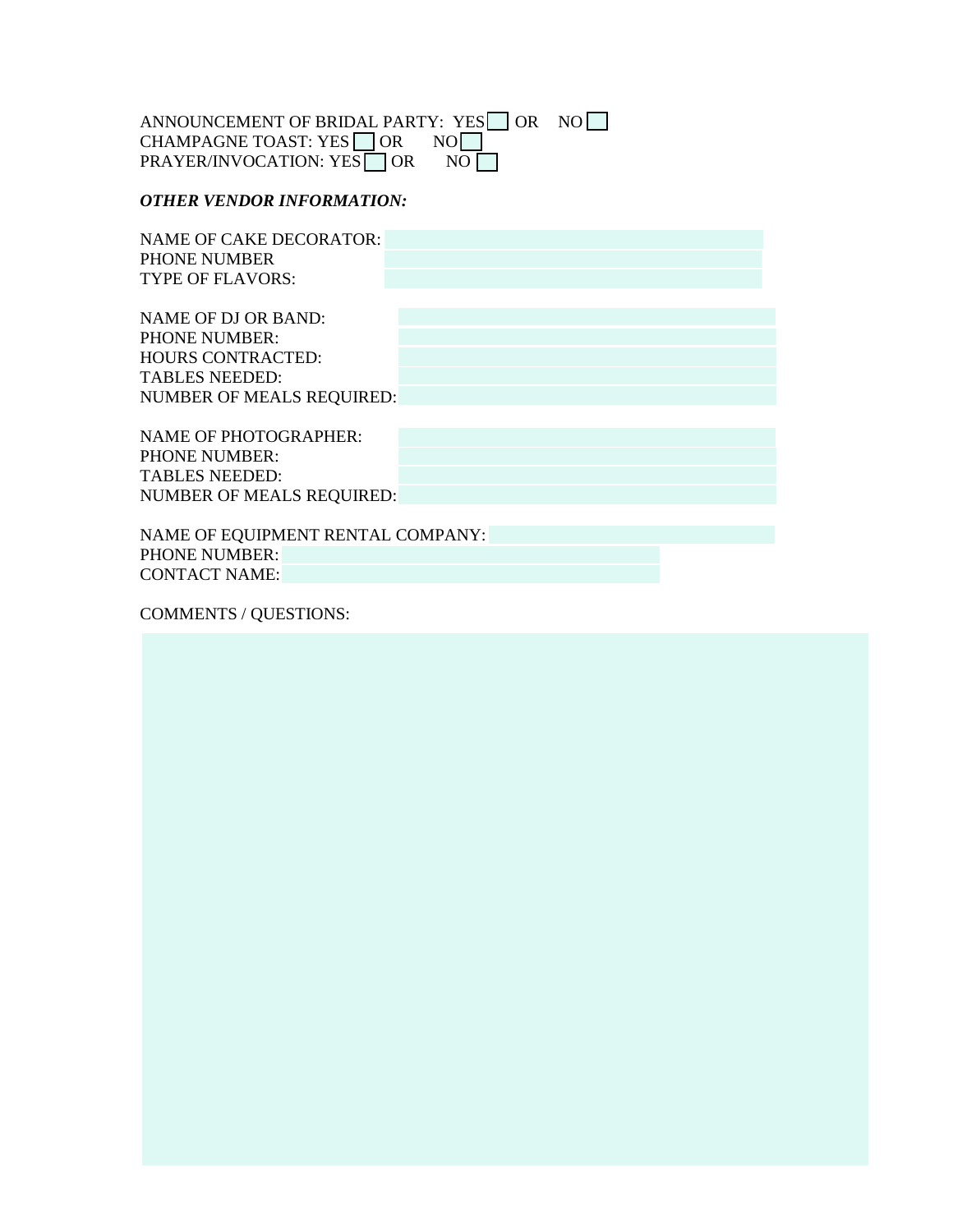ANNOUNCEMENT OF BRIDAL PARTY: YES ☐ OR NO ☐
CHAMPAGNE TOAST: YES ☐ OR NO ☐
PRAYER/INVOCATION: YES ☐ OR NO ☐

***OTHER VENDOR INFORMATION:***

NAME OF CAKE DECORATOR:
PHONE NUMBER
TYPE OF FLAVORS:

NAME OF DJ OR BAND:
PHONE NUMBER:
HOURS CONTRACTED:
TABLES NEEDED:
NUMBER OF MEALS REQUIRED:

NAME OF PHOTOGRAPHER:
PHONE NUMBER:
TABLES NEEDED:
NUMBER OF MEALS REQUIRED:

NAME OF EQUIPMENT RENTAL COMPANY:
PHONE NUMBER:
CONTACT NAME:

COMMENTS / QUESTIONS: